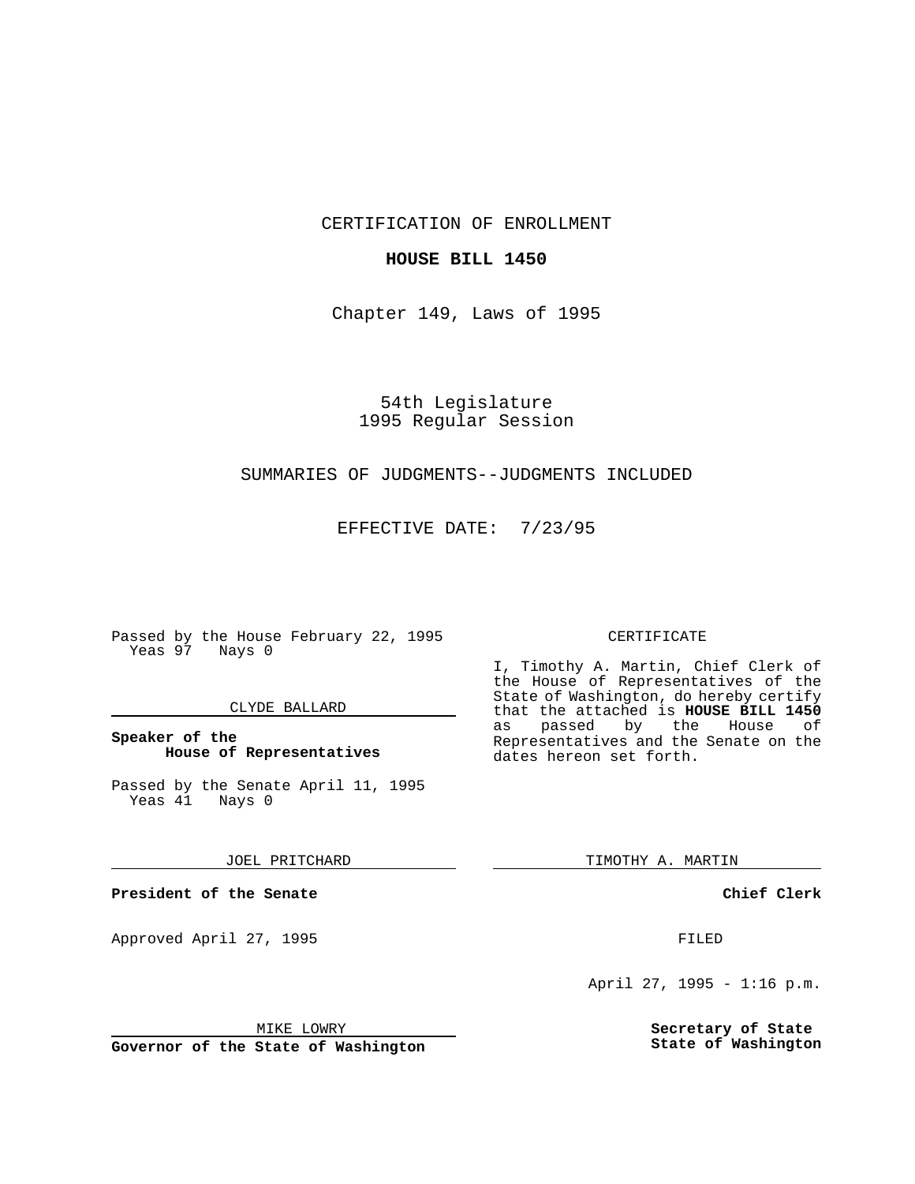CERTIFICATION OF ENROLLMENT

**HOUSE BILL 1450**

Chapter 149, Laws of 1995

54th Legislature
1995 Regular Session

SUMMARIES OF JUDGMENTS--JUDGMENTS INCLUDED

EFFECTIVE DATE: 7/23/95

Passed by the House February 22, 1995
Yeas 97 Nays 0

CLYDE BALLARD

**Speaker of the House of Representatives**

Passed by the Senate April 11, 1995
Yeas 41 Nays 0

JOEL PRITCHARD

**President of the Senate**

Approved April 27, 1995

MIKE LOWRY

**Governor of the State of Washington**

CERTIFICATE

I, Timothy A. Martin, Chief Clerk of the House of Representatives of the State of Washington, do hereby certify that the attached is **HOUSE BILL 1450** as passed by the House of Representatives and the Senate on the dates hereon set forth.

TIMOTHY A. MARTIN

**Chief Clerk**

FILED

April 27, 1995 - 1:16 p.m.

**Secretary of State**
**State of Washington**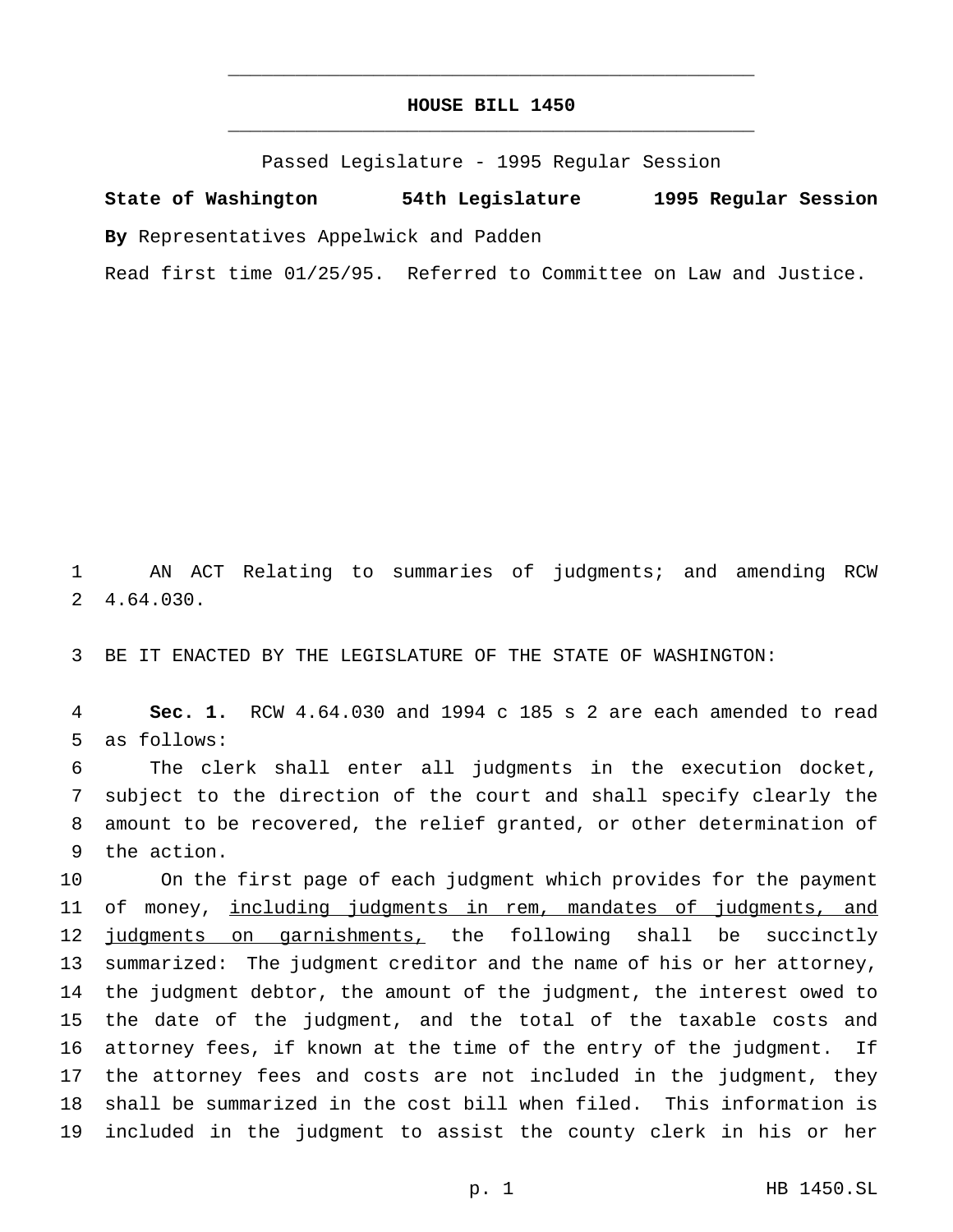**HOUSE BILL 1450**

Passed Legislature - 1995 Regular Session

**State of Washington 54th Legislature 1995 Regular Session**

**By** Representatives Appelwick and Padden

Read first time 01/25/95. Referred to Committee on Law and Justice.

AN ACT Relating to summaries of judgments; and amending RCW 4.64.030.

BE IT ENACTED BY THE LEGISLATURE OF THE STATE OF WASHINGTON:

**Sec. 1.** RCW 4.64.030 and 1994 c 185 s 2 are each amended to read as follows:

The clerk shall enter all judgments in the execution docket, subject to the direction of the court and shall specify clearly the amount to be recovered, the relief granted, or other determination of the action.

On the first page of each judgment which provides for the payment of money, <u>including judgments in rem, mandates of judgments, and judgments on garnishments,</u> the following shall be succinctly summarized: The judgment creditor and the name of his or her attorney, the judgment debtor, the amount of the judgment, the interest owed to the date of the judgment, and the total of the taxable costs and attorney fees, if known at the time of the entry of the judgment. If the attorney fees and costs are not included in the judgment, they shall be summarized in the cost bill when filed. This information is included in the judgment to assist the county clerk in his or her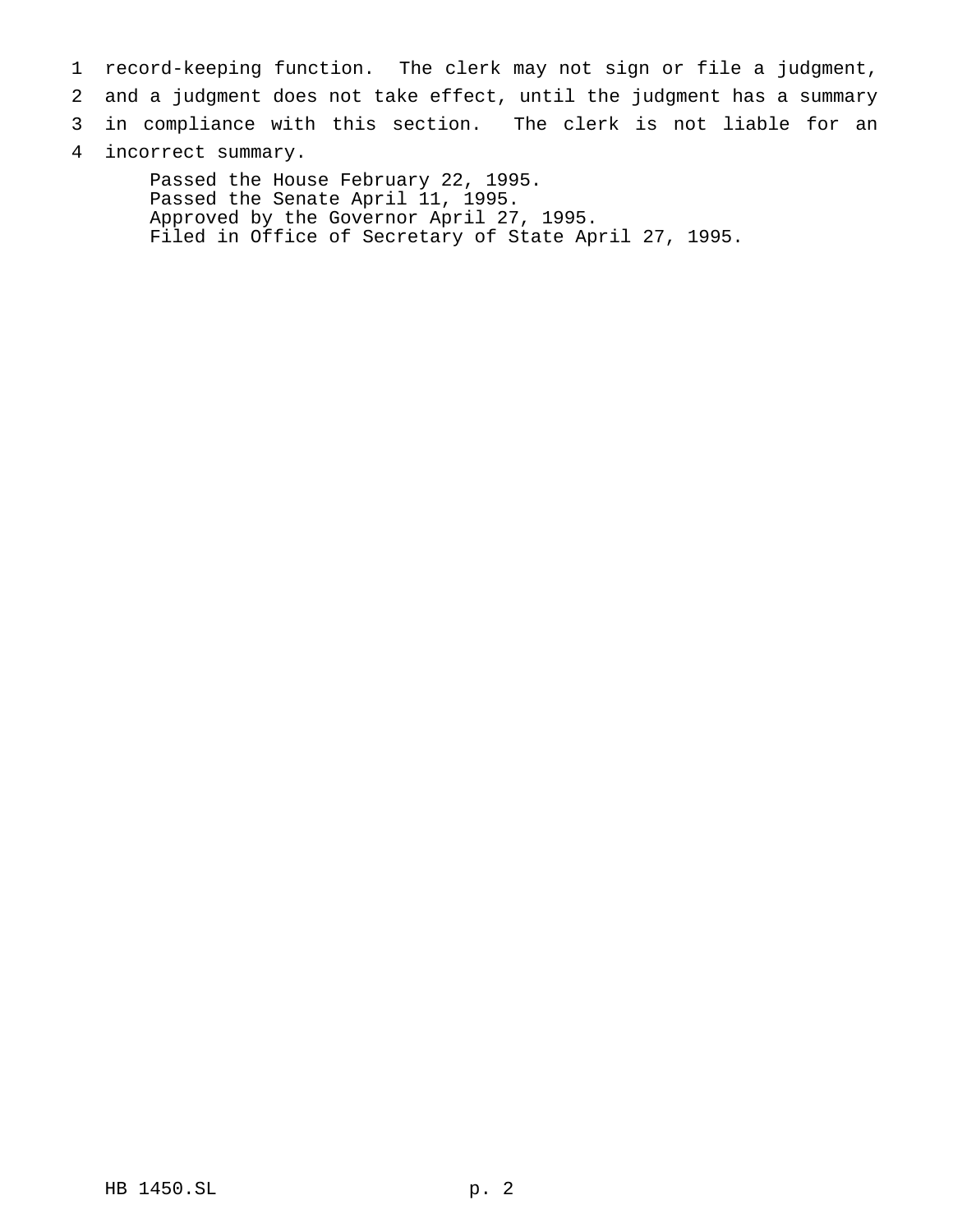record-keeping function. The clerk may not sign or file a judgment, and a judgment does not take effect, until the judgment has a summary in compliance with this section. The clerk is not liable for an incorrect summary.

Passed the House February 22, 1995.
Passed the Senate April 11, 1995.
Approved by the Governor April 27, 1995.
Filed in Office of Secretary of State April 27, 1995.